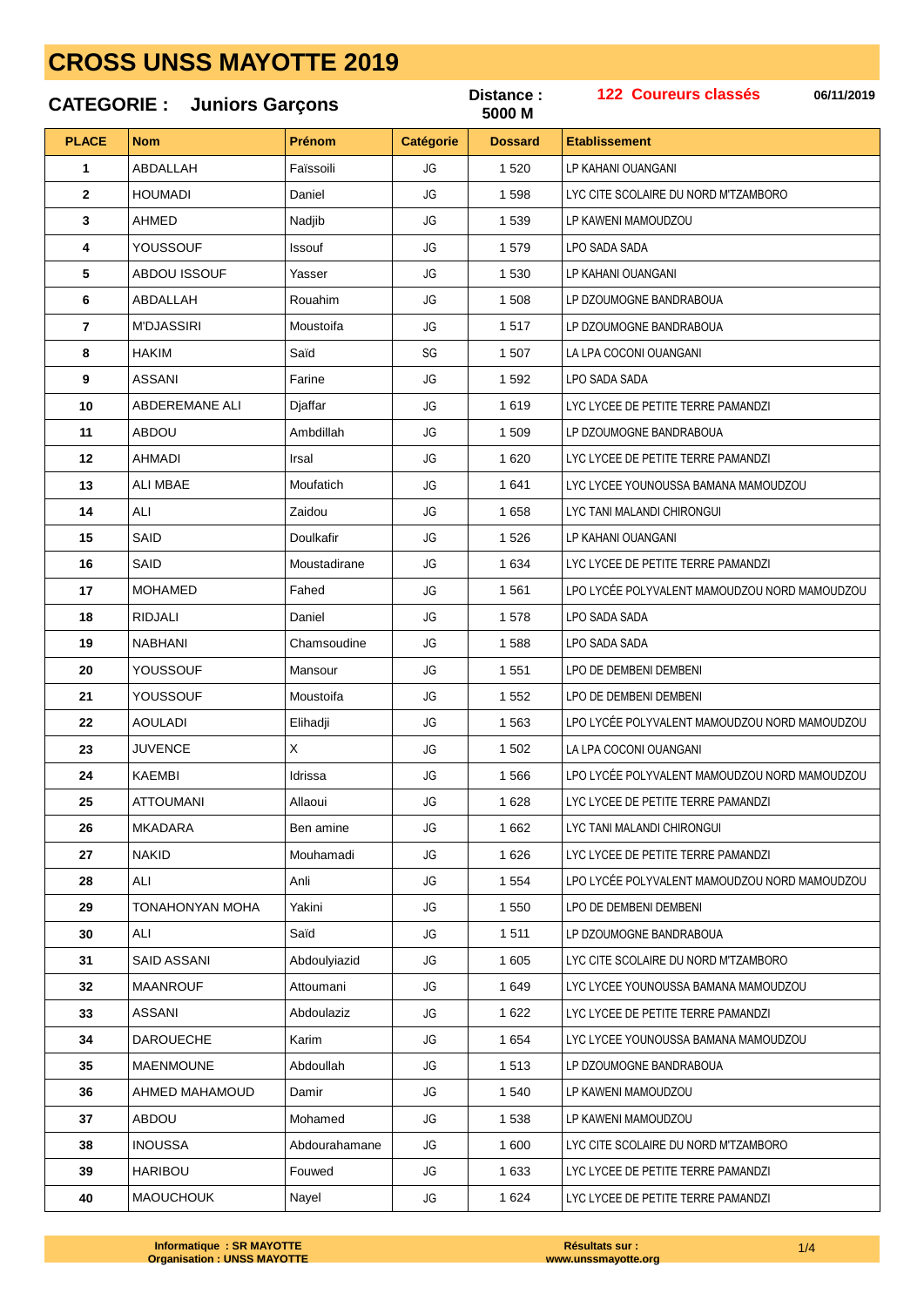# CROSS UNSS MAYOTTE 2019

**CATEGORIE : Juniors Garçons** | **Distance : 5000 M** | **122 Coureurs classés** | **06/11/2019**

| PLACE | Nom | Prénom | Catégorie | Dossard | Etablissement |
|---|---|---|---|---|---|
| 1 | ABDALLAH | Faïssoili | JG | 1 520 | LP KAHANI OUANGANI |
| 2 | HOUMADI | Daniel | JG | 1 598 | LYC CITE SCOLAIRE DU NORD M'TZAMBORO |
| 3 | AHMED | Nadjib | JG | 1 539 | LP KAWENI MAMOUDZOU |
| 4 | YOUSSOUF | Issouf | JG | 1 579 | LPO SADA SADA |
| 5 | ABDOU ISSOUF | Yasser | JG | 1 530 | LP KAHANI OUANGANI |
| 6 | ABDALLAH | Rouahim | JG | 1 508 | LP DZOUMOGNE BANDRABOUA |
| 7 | M'DJASSIRI | Moustoifa | JG | 1 517 | LP DZOUMOGNE BANDRABOUA |
| 8 | HAKIM | Saïd | SG | 1 507 | LA LPA COCONI OUANGANI |
| 9 | ASSANI | Farine | JG | 1 592 | LPO SADA SADA |
| 10 | ABDEREMANE ALI | Djaffar | JG | 1 619 | LYC LYCEE DE PETITE TERRE PAMANDZI |
| 11 | ABDOU | Ambdillah | JG | 1 509 | LP DZOUMOGNE BANDRABOUA |
| 12 | AHMADI | Irsal | JG | 1 620 | LYC LYCEE DE PETITE TERRE PAMANDZI |
| 13 | ALI MBAE | Moufatich | JG | 1 641 | LYC LYCEE YOUNOUSSA BAMANA MAMOUDZOU |
| 14 | ALI | Zaidou | JG | 1 658 | LYC TANI MALANDI CHIRONGUI |
| 15 | SAID | Doulkafir | JG | 1 526 | LP KAHANI OUANGANI |
| 16 | SAID | Moustadirane | JG | 1 634 | LYC LYCEE DE PETITE TERRE PAMANDZI |
| 17 | MOHAMED | Fahed | JG | 1 561 | LPO LYCÉE POLYVALENT MAMOUDZOU NORD MAMOUDZOU |
| 18 | RIDJALI | Daniel | JG | 1 578 | LPO SADA SADA |
| 19 | NABHANI | Chamsoudine | JG | 1 588 | LPO SADA SADA |
| 20 | YOUSSOUF | Mansour | JG | 1 551 | LPO DE DEMBENI DEMBENI |
| 21 | YOUSSOUF | Moustoifa | JG | 1 552 | LPO DE DEMBENI DEMBENI |
| 22 | AOULADI | Elihadji | JG | 1 563 | LPO LYCÉE POLYVALENT MAMOUDZOU NORD MAMOUDZOU |
| 23 | JUVENCE | X | JG | 1 502 | LA LPA COCONI OUANGANI |
| 24 | KAEMBI | Idrissa | JG | 1 566 | LPO LYCÉE POLYVALENT MAMOUDZOU NORD MAMOUDZOU |
| 25 | ATTOUMANI | Allaoui | JG | 1 628 | LYC LYCEE DE PETITE TERRE PAMANDZI |
| 26 | MKADARA | Ben amine | JG | 1 662 | LYC TANI MALANDI CHIRONGUI |
| 27 | NAKID | Mouhamadi | JG | 1 626 | LYC LYCEE DE PETITE TERRE PAMANDZI |
| 28 | ALI | Anli | JG | 1 554 | LPO LYCÉE POLYVALENT MAMOUDZOU NORD MAMOUDZOU |
| 29 | TONAHONYAN MOHA | Yakini | JG | 1 550 | LPO DE DEMBENI DEMBENI |
| 30 | ALI | Saïd | JG | 1 511 | LP DZOUMOGNE BANDRABOUA |
| 31 | SAID ASSANI | Abdoulyiazid | JG | 1 605 | LYC CITE SCOLAIRE DU NORD M'TZAMBORO |
| 32 | MAANROUF | Attoumani | JG | 1 649 | LYC LYCEE YOUNOUSSA BAMANA MAMOUDZOU |
| 33 | ASSANI | Abdoulaziz | JG | 1 622 | LYC LYCEE DE PETITE TERRE PAMANDZI |
| 34 | DAROUECHE | Karim | JG | 1 654 | LYC LYCEE YOUNOUSSA BAMANA MAMOUDZOU |
| 35 | MAENMOUNE | Abdoullah | JG | 1 513 | LP DZOUMOGNE BANDRABOUA |
| 36 | AHMED MAHAMOUD | Damir | JG | 1 540 | LP KAWENI MAMOUDZOU |
| 37 | ABDOU | Mohamed | JG | 1 538 | LP KAWENI MAMOUDZOU |
| 38 | INOUSSA | Abdourahamane | JG | 1 600 | LYC CITE SCOLAIRE DU NORD M'TZAMBORO |
| 39 | HARIBOU | Fouwed | JG | 1 633 | LYC LYCEE DE PETITE TERRE PAMANDZI |
| 40 | MAOUCHOUK | Nayel | JG | 1 624 | LYC LYCEE DE PETITE TERRE PAMANDZI |

**Informatique : SR MAYOTTE**
**Organisation : UNSS MAYOTTE**

**Résultats sur : www.unssmayotte.org**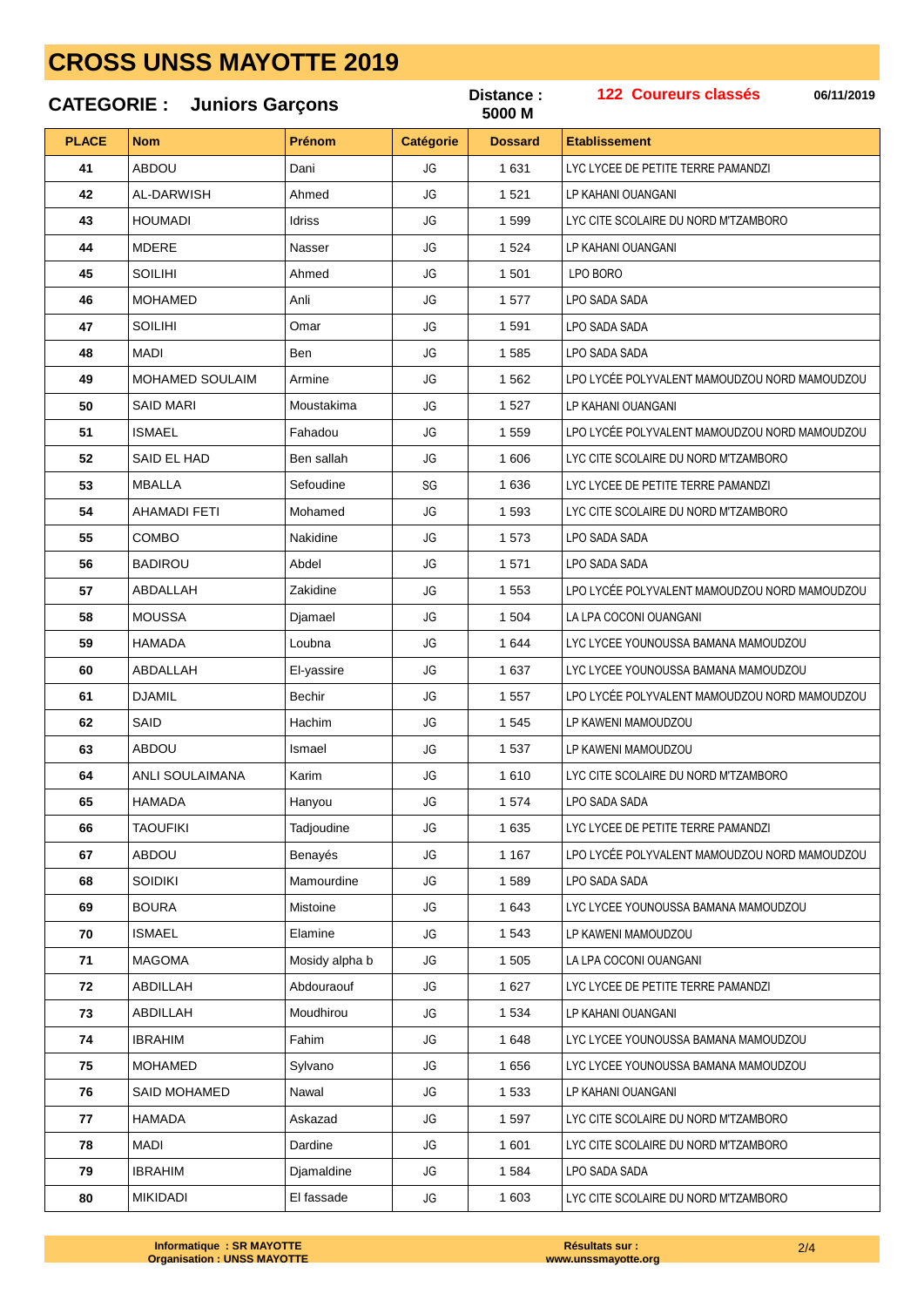# CROSS UNSS MAYOTTE 2019

**CATEGORIE : Juniors Garçons** **Distance : 5000 M** **122 Coureurs classés** **06/11/2019**

| PLACE | Nom | Prénom | Catégorie | Dossard | Etablissement |
|---|---|---|---|---|---|
| 41 | ABDOU | Dani | JG | 1 631 | LYC LYCEE DE PETITE TERRE PAMANDZI |
| 42 | AL-DARWISH | Ahmed | JG | 1 521 | LP KAHANI OUANGANI |
| 43 | HOUMADI | Idriss | JG | 1 599 | LYC CITE SCOLAIRE DU NORD M'TZAMBORO |
| 44 | MDERE | Nasser | JG | 1 524 | LP KAHANI OUANGANI |
| 45 | SOILIHI | Ahmed | JG | 1 501 | LPO BORO |
| 46 | MOHAMED | Anli | JG | 1 577 | LPO SADA SADA |
| 47 | SOILIHI | Omar | JG | 1 591 | LPO SADA SADA |
| 48 | MADI | Ben | JG | 1 585 | LPO SADA SADA |
| 49 | MOHAMED SOULAIM | Armine | JG | 1 562 | LPO LYCÉE POLYVALENT MAMOUDZOU NORD MAMOUDZOU |
| 50 | SAID MARI | Moustakima | JG | 1 527 | LP KAHANI OUANGANI |
| 51 | ISMAEL | Fahadou | JG | 1 559 | LPO LYCÉE POLYVALENT MAMOUDZOU NORD MAMOUDZOU |
| 52 | SAID EL HAD | Ben sallah | JG | 1 606 | LYC CITE SCOLAIRE DU NORD M'TZAMBORO |
| 53 | MBALLA | Sefoudine | SG | 1 636 | LYC LYCEE DE PETITE TERRE PAMANDZI |
| 54 | AHAMADI FETI | Mohamed | JG | 1 593 | LYC CITE SCOLAIRE DU NORD M'TZAMBORO |
| 55 | COMBO | Nakidine | JG | 1 573 | LPO SADA SADA |
| 56 | BADIROU | Abdel | JG | 1 571 | LPO SADA SADA |
| 57 | ABDALLAH | Zakidine | JG | 1 553 | LPO LYCÉE POLYVALENT MAMOUDZOU NORD MAMOUDZOU |
| 58 | MOUSSA | Djamael | JG | 1 504 | LA LPA COCONI OUANGANI |
| 59 | HAMADA | Loubna | JG | 1 644 | LYC LYCEE YOUNOUSSA BAMANA MAMOUDZOU |
| 60 | ABDALLAH | El-yassire | JG | 1 637 | LYC LYCEE YOUNOUSSA BAMANA MAMOUDZOU |
| 61 | DJAMIL | Bechir | JG | 1 557 | LPO LYCÉE POLYVALENT MAMOUDZOU NORD MAMOUDZOU |
| 62 | SAID | Hachim | JG | 1 545 | LP KAWENI MAMOUDZOU |
| 63 | ABDOU | Ismael | JG | 1 537 | LP KAWENI MAMOUDZOU |
| 64 | ANLI SOULAIMANA | Karim | JG | 1 610 | LYC CITE SCOLAIRE DU NORD M'TZAMBORO |
| 65 | HAMADA | Hanyou | JG | 1 574 | LPO SADA SADA |
| 66 | TAOUFIKI | Tadjoudine | JG | 1 635 | LYC LYCEE DE PETITE TERRE PAMANDZI |
| 67 | ABDOU | Benayés | JG | 1 167 | LPO LYCÉE POLYVALENT MAMOUDZOU NORD MAMOUDZOU |
| 68 | SOIDIKI | Mamourdine | JG | 1 589 | LPO SADA SADA |
| 69 | BOURA | Mistoine | JG | 1 643 | LYC LYCEE YOUNOUSSA BAMANA MAMOUDZOU |
| 70 | ISMAEL | Elamine | JG | 1 543 | LP KAWENI MAMOUDZOU |
| 71 | MAGOMA | Mosidy alpha b | JG | 1 505 | LA LPA COCONI OUANGANI |
| 72 | ABDILLAH | Abdouraouf | JG | 1 627 | LYC LYCEE DE PETITE TERRE PAMANDZI |
| 73 | ABDILLAH | Moudhirou | JG | 1 534 | LP KAHANI OUANGANI |
| 74 | IBRAHIM | Fahim | JG | 1 648 | LYC LYCEE YOUNOUSSA BAMANA MAMOUDZOU |
| 75 | MOHAMED | Sylvano | JG | 1 656 | LYC LYCEE YOUNOUSSA BAMANA MAMOUDZOU |
| 76 | SAID MOHAMED | Nawal | JG | 1 533 | LP KAHANI OUANGANI |
| 77 | HAMADA | Askazad | JG | 1 597 | LYC CITE SCOLAIRE DU NORD M'TZAMBORO |
| 78 | MADI | Dardine | JG | 1 601 | LYC CITE SCOLAIRE DU NORD M'TZAMBORO |
| 79 | IBRAHIM | Djamaldine | JG | 1 584 | LPO SADA SADA |
| 80 | MIKIDADI | El fassade | JG | 1 603 | LYC CITE SCOLAIRE DU NORD M'TZAMBORO |

**Informatique : SR MAYOTTE**
**Organisation : UNSS MAYOTTE**

**Résultats sur :**
**www.unssmayotte.org**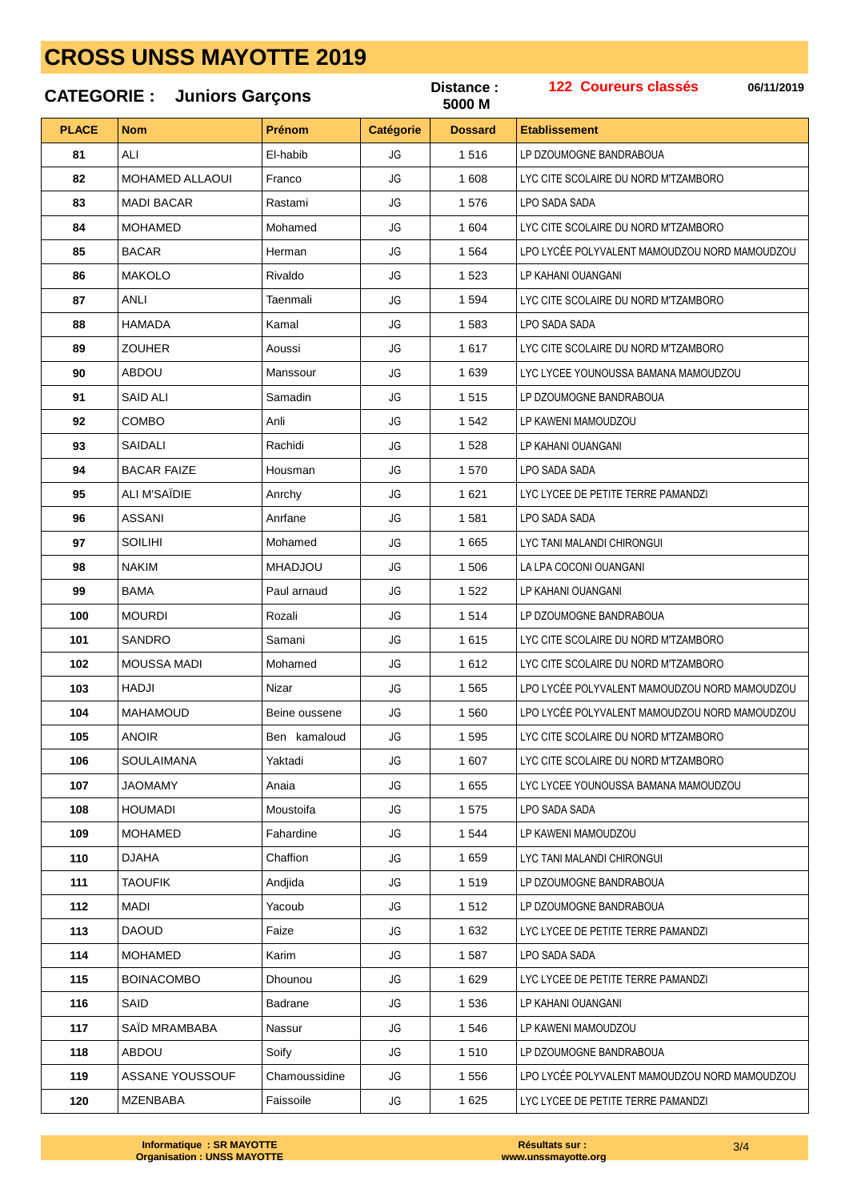# CROSS UNSS MAYOTTE 2019

**CATEGORIE : Juniors Garçons** | **Distance : 5000 M** | **122 Coureurs classés** | **06/11/2019**

| PLACE | Nom | Prénom | Catégorie | Dossard | Etablissement |
|---|---|---|---|---|---|
| 81 | ALI | El-habib | JG | 1 516 | LP DZOUMOGNE BANDRABOUA |
| 82 | MOHAMED ALLAOUI | Franco | JG | 1 608 | LYC CITE SCOLAIRE DU NORD M'TZAMBORO |
| 83 | MADI BACAR | Rastami | JG | 1 576 | LPO SADA SADA |
| 84 | MOHAMED | Mohamed | JG | 1 604 | LYC CITE SCOLAIRE DU NORD M'TZAMBORO |
| 85 | BACAR | Herman | JG | 1 564 | LPO LYCÉE POLYVALENT MAMOUDZOU NORD MAMOUDZOU |
| 86 | MAKOLO | Rivaldo | JG | 1 523 | LP KAHANI OUANGANI |
| 87 | ANLI | Taenmali | JG | 1 594 | LYC CITE SCOLAIRE DU NORD M'TZAMBORO |
| 88 | HAMADA | Kamal | JG | 1 583 | LPO SADA SADA |
| 89 | ZOUHER | Aoussi | JG | 1 617 | LYC CITE SCOLAIRE DU NORD M'TZAMBORO |
| 90 | ABDOU | Manssour | JG | 1 639 | LYC LYCEE YOUNOUSSA BAMANA MAMOUDZOU |
| 91 | SAID ALI | Samadin | JG | 1 515 | LP DZOUMOGNE BANDRABOUA |
| 92 | COMBO | Anli | JG | 1 542 | LP KAWENI MAMOUDZOU |
| 93 | SAIDALI | Rachidi | JG | 1 528 | LP KAHANI OUANGANI |
| 94 | BACAR FAIZE | Housman | JG | 1 570 | LPO SADA SADA |
| 95 | ALI M'SAÏDIE | Anrchy | JG | 1 621 | LYC LYCEE DE PETITE TERRE PAMANDZI |
| 96 | ASSANI | Anrfane | JG | 1 581 | LPO SADA SADA |
| 97 | SOILIHI | Mohamed | JG | 1 665 | LYC TANI MALANDI CHIRONGUI |
| 98 | NAKIM | MHADJOU | JG | 1 506 | LA LPA COCONI OUANGANI |
| 99 | BAMA | Paul arnaud | JG | 1 522 | LP KAHANI OUANGANI |
| 100 | MOURDI | Rozali | JG | 1 514 | LP DZOUMOGNE BANDRABOUA |
| 101 | SANDRO | Samani | JG | 1 615 | LYC CITE SCOLAIRE DU NORD M'TZAMBORO |
| 102 | MOUSSA MADI | Mohamed | JG | 1 612 | LYC CITE SCOLAIRE DU NORD M'TZAMBORO |
| 103 | HADJI | Nizar | JG | 1 565 | LPO LYCÉE POLYVALENT MAMOUDZOU NORD MAMOUDZOU |
| 104 | MAHAMOUD | Beine oussene | JG | 1 560 | LPO LYCÉE POLYVALENT MAMOUDZOU NORD MAMOUDZOU |
| 105 | ANOIR | Ben kamaloud | JG | 1 595 | LYC CITE SCOLAIRE DU NORD M'TZAMBORO |
| 106 | SOULAIMANA | Yaktadi | JG | 1 607 | LYC CITE SCOLAIRE DU NORD M'TZAMBORO |
| 107 | JAOMAMY | Anaia | JG | 1 655 | LYC LYCEE YOUNOUSSA BAMANA MAMOUDZOU |
| 108 | HOUMADI | Moustoifa | JG | 1 575 | LPO SADA SADA |
| 109 | MOHAMED | Fahardine | JG | 1 544 | LP KAWENI MAMOUDZOU |
| 110 | DJAHA | Chaffion | JG | 1 659 | LYC TANI MALANDI CHIRONGUI |
| 111 | TAOUFIK | Andjida | JG | 1 519 | LP DZOUMOGNE BANDRABOUA |
| 112 | MADI | Yacoub | JG | 1 512 | LP DZOUMOGNE BANDRABOUA |
| 113 | DAOUD | Faize | JG | 1 632 | LYC LYCEE DE PETITE TERRE PAMANDZI |
| 114 | MOHAMED | Karim | JG | 1 587 | LPO SADA SADA |
| 115 | BOINACOMBO | Dhounou | JG | 1 629 | LYC LYCEE DE PETITE TERRE PAMANDZI |
| 116 | SAID | Badrane | JG | 1 536 | LP KAHANI OUANGANI |
| 117 | SAÏD MRAMBABA | Nassur | JG | 1 546 | LP KAWENI MAMOUDZOU |
| 118 | ABDOU | Soify | JG | 1 510 | LP DZOUMOGNE BANDRABOUA |
| 119 | ASSANE YOUSSOUF | Chamoussidine | JG | 1 556 | LPO LYCÉE POLYVALENT MAMOUDZOU NORD MAMOUDZOU |
| 120 | MZENBABA | Faissoile | JG | 1 625 | LYC LYCEE DE PETITE TERRE PAMANDZI |

**Informatique : SR MAYOTTE**
**Organisation : UNSS MAYOTTE**

**Résultats sur :**
**www.unssmayotte.org**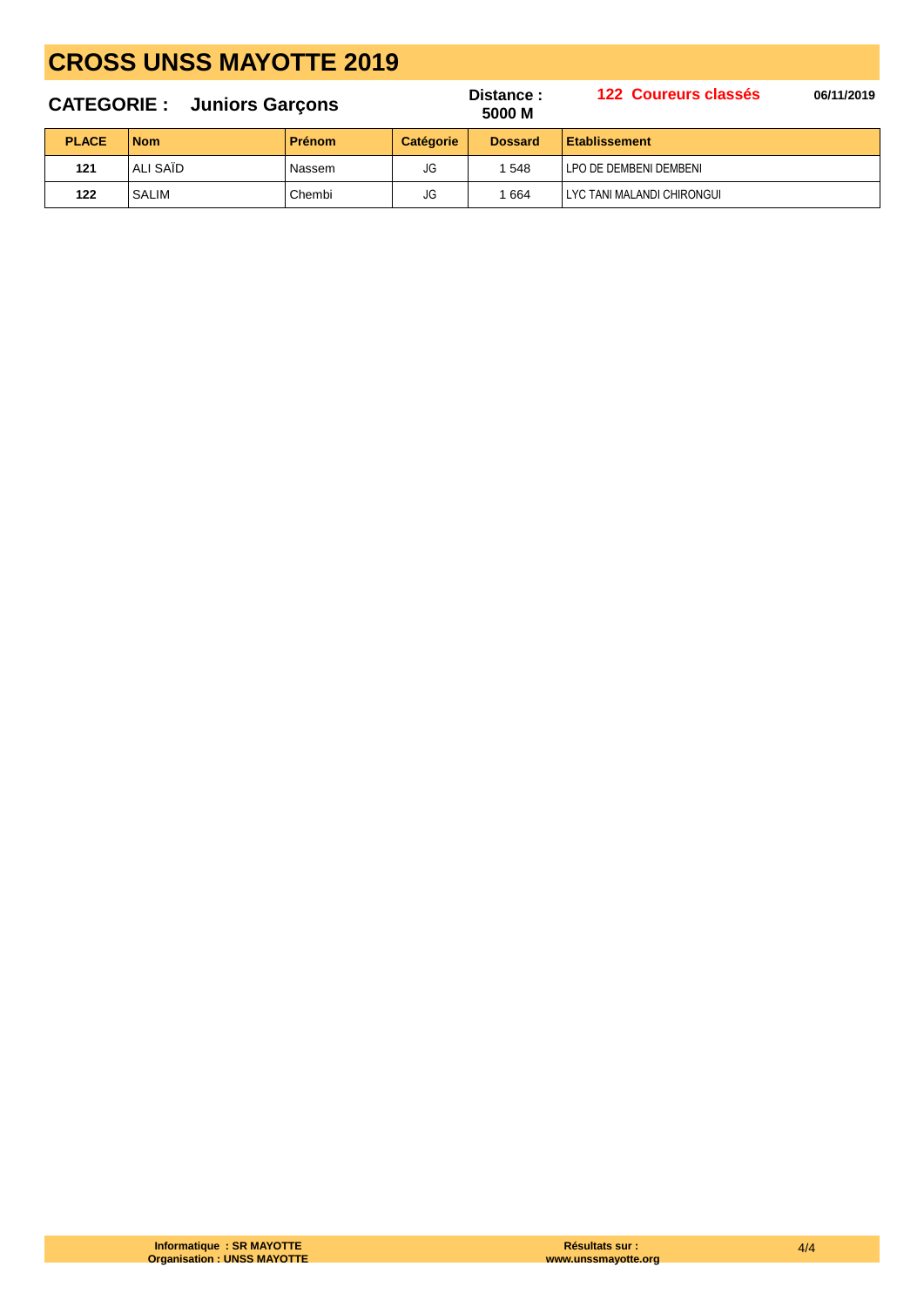# CROSS UNSS MAYOTTE 2019

**CATEGORIE : Juniors Garçons** | **Distance : 5000 M** | **122 Coureurs classés** | **06/11/2019**

| PLACE | Nom | Prénom | Catégorie | Dossard | Etablissement |
|---|---|---|---|---|---|
| 121 | ALI SAÏD | Nassem | JG | 1 548 | LPO DE DEMBENI DEMBENI |
| 122 | SALIM | Chembi | JG | 1 664 | LYC TANI MALANDI CHIRONGUI |

**Informatique : SR MAYOTTE**
**Organisation : UNSS MAYOTTE**

**Résultats sur :**
**www.unssmayotte.org**